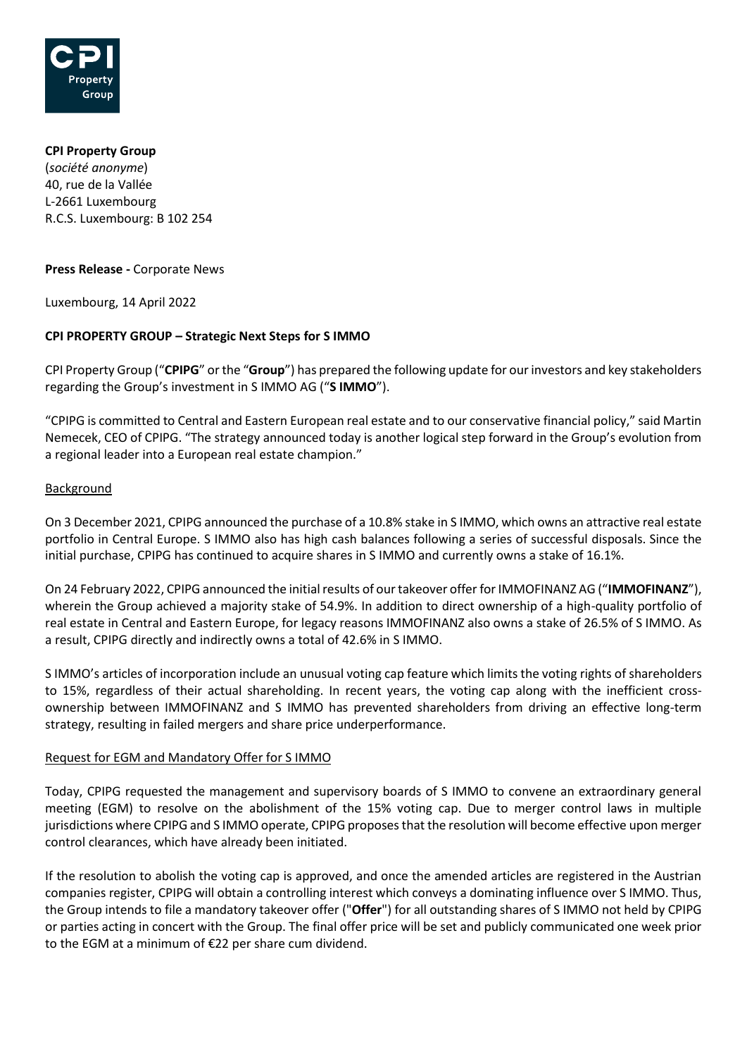**CPI Property Group**
(*société anonyme*)
40, rue de la Vallée
L-2661 Luxembourg
R.C.S. Luxembourg: B 102 254

**Press Release -** Corporate News

Luxembourg, 14 April 2022

**CPI PROPERTY GROUP – Strategic Next Steps for S IMMO**

CPI Property Group ("**CPIPG**" or the "**Group**") has prepared the following update for our investors and key stakeholders regarding the Group's investment in S IMMO AG ("**S IMMO**").

"CPIPG is committed to Central and Eastern European real estate and to our conservative financial policy," said Martin Nemecek, CEO of CPIPG. "The strategy announced today is another logical step forward in the Group's evolution from a regional leader into a European real estate champion."

Background

On 3 December 2021, CPIPG announced the purchase of a 10.8% stake in S IMMO, which owns an attractive real estate portfolio in Central Europe. S IMMO also has high cash balances following a series of successful disposals. Since the initial purchase, CPIPG has continued to acquire shares in S IMMO and currently owns a stake of 16.1%.

On 24 February 2022, CPIPG announced the initial results of our takeover offer for IMMOFINANZ AG ("**IMMOFINANZ**"), wherein the Group achieved a majority stake of 54.9%. In addition to direct ownership of a high-quality portfolio of real estate in Central and Eastern Europe, for legacy reasons IMMOFINANZ also owns a stake of 26.5% of S IMMO. As a result, CPIPG directly and indirectly owns a total of 42.6% in S IMMO.

S IMMO's articles of incorporation include an unusual voting cap feature which limits the voting rights of shareholders to 15%, regardless of their actual shareholding. In recent years, the voting cap along with the inefficient cross-ownership between IMMOFINANZ and S IMMO has prevented shareholders from driving an effective long-term strategy, resulting in failed mergers and share price underperformance.

Request for EGM and Mandatory Offer for S IMMO

Today, CPIPG requested the management and supervisory boards of S IMMO to convene an extraordinary general meeting (EGM) to resolve on the abolishment of the 15% voting cap. Due to merger control laws in multiple jurisdictions where CPIPG and S IMMO operate, CPIPG proposes that the resolution will become effective upon merger control clearances, which have already been initiated.

If the resolution to abolish the voting cap is approved, and once the amended articles are registered in the Austrian companies register, CPIPG will obtain a controlling interest which conveys a dominating influence over S IMMO. Thus, the Group intends to file a mandatory takeover offer ("**Offer**") for all outstanding shares of S IMMO not held by CPIPG or parties acting in concert with the Group. The final offer price will be set and publicly communicated one week prior to the EGM at a minimum of €22 per share cum dividend.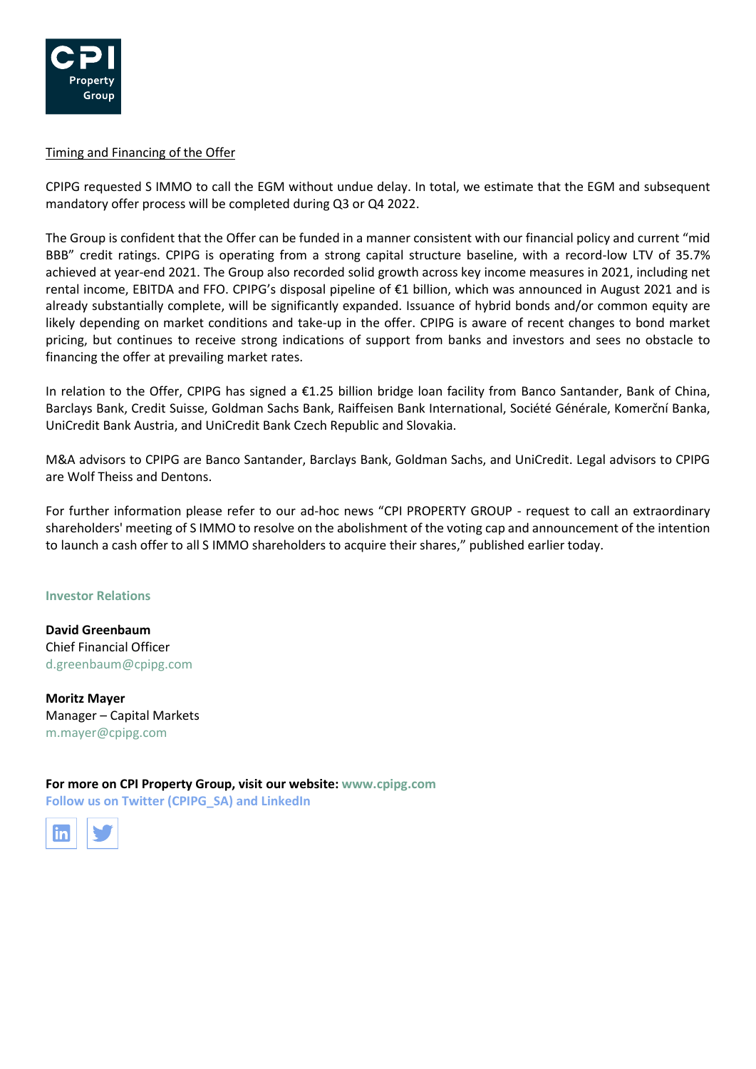Timing and Financing of the Offer

CPIPG requested S IMMO to call the EGM without undue delay. In total, we estimate that the EGM and subsequent mandatory offer process will be completed during Q3 or Q4 2022.

The Group is confident that the Offer can be funded in a manner consistent with our financial policy and current "mid BBB" credit ratings. CPIPG is operating from a strong capital structure baseline, with a record-low LTV of 35.7% achieved at year-end 2021. The Group also recorded solid growth across key income measures in 2021, including net rental income, EBITDA and FFO. CPIPG's disposal pipeline of €1 billion, which was announced in August 2021 and is already substantially complete, will be significantly expanded. Issuance of hybrid bonds and/or common equity are likely depending on market conditions and take-up in the offer. CPIPG is aware of recent changes to bond market pricing, but continues to receive strong indications of support from banks and investors and sees no obstacle to financing the offer at prevailing market rates.

In relation to the Offer, CPIPG has signed a €1.25 billion bridge loan facility from Banco Santander, Bank of China, Barclays Bank, Credit Suisse, Goldman Sachs Bank, Raiffeisen Bank International, Société Générale, Komerční Banka, UniCredit Bank Austria, and UniCredit Bank Czech Republic and Slovakia.

M&A advisors to CPIPG are Banco Santander, Barclays Bank, Goldman Sachs, and UniCredit. Legal advisors to CPIPG are Wolf Theiss and Dentons.

For further information please refer to our ad-hoc news "CPI PROPERTY GROUP - request to call an extraordinary shareholders' meeting of S IMMO to resolve on the abolishment of the voting cap and announcement of the intention to launch a cash offer to all S IMMO shareholders to acquire their shares," published earlier today.

**Investor Relations**

**David Greenbaum**
Chief Financial Officer
d.greenbaum@cpipg.com

**Moritz Mayer**
Manager – Capital Markets
m.mayer@cpipg.com

**For more on CPI Property Group, visit our website: www.cpipg.com**
**Follow us on Twitter (CPIPG_SA) and LinkedIn**